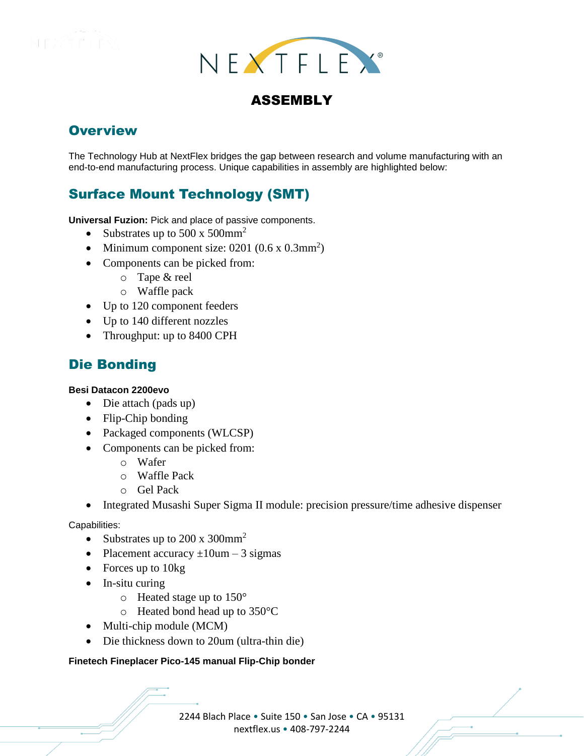# ASSEMBLY

## Overview

The Technology Hub at NextFlex bridges the gap between research and volume manufacturing with an end-to-end manufacturing process. Unique capabilities in assembly are highlighted below:

## Surface Mount Technology (SMT)

**Universal Fuzion:** Pick and place of passive components.

- Substrates up to 500 x 500mm$^2$
- Minimum component size: 0201 (0.6 x 0.3mm$^2$)
- Components can be picked from:
  - Tape & reel
  - Waffle pack
- Up to 120 component feeders
- Up to 140 different nozzles
- Throughput: up to 8400 CPH

## Die Bonding

**Besi Datacon 2200evo**

- Die attach (pads up)
- Flip-Chip bonding
- Packaged components (WLCSP)
- Components can be picked from:
  - Wafer
  - Waffle Pack
  - Gel Pack
- Integrated Musashi Super Sigma II module: precision pressure/time adhesive dispenser

Capabilities:

- Substrates up to 200 x 300mm$^2$
- Placement accuracy ±10um – 3 sigmas
- Forces up to 10kg
- In-situ curing
  - Heated stage up to 150°
  - Heated bond head up to 350°C
- Multi-chip module (MCM)
- Die thickness down to 20um (ultra-thin die)

**Finetech Fineplacer Pico-145 manual Flip-Chip bonder**

2244 Blach Place • Suite 150 • San Jose • CA • 95131
nextflex.us • 408-797-2244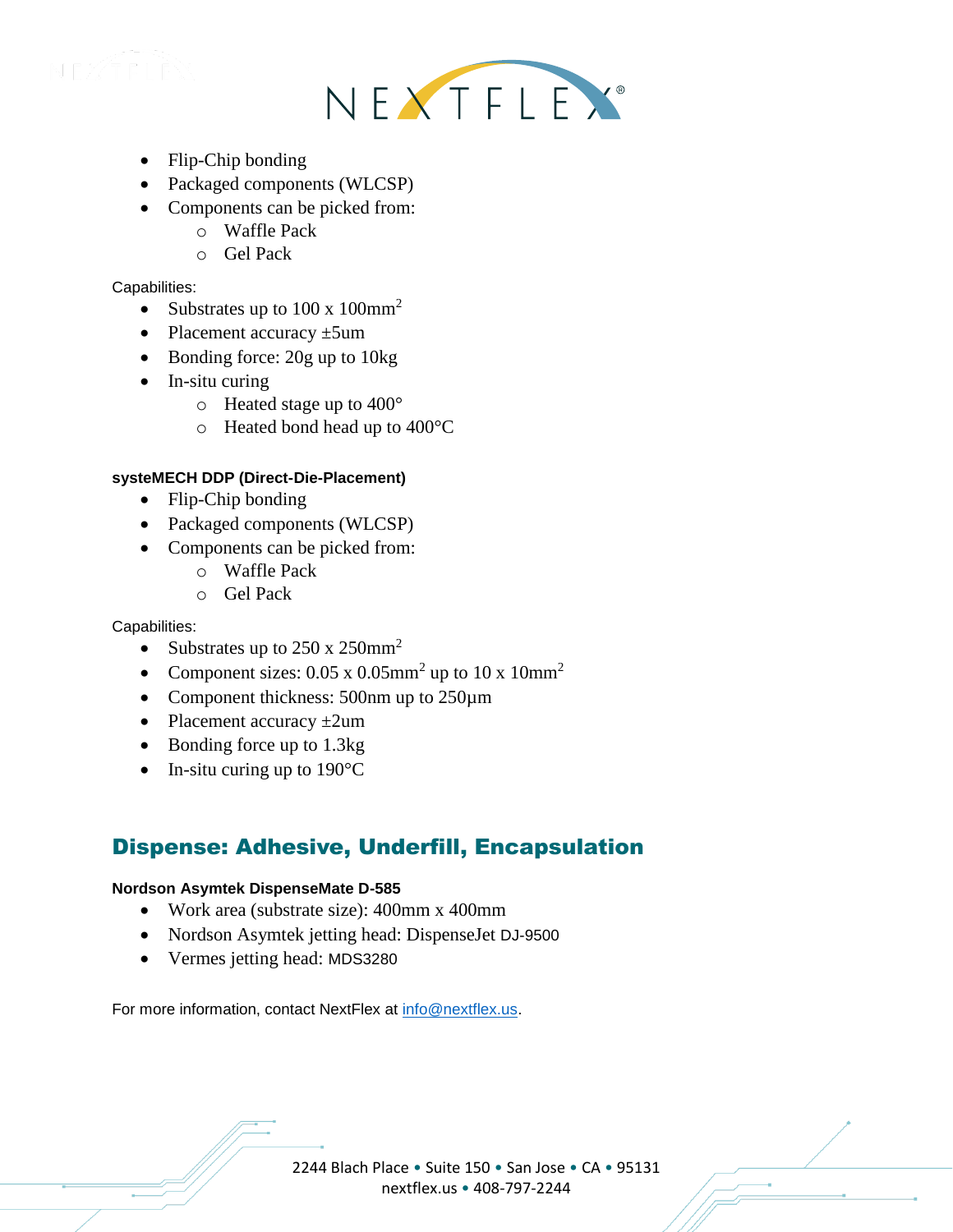- Flip-Chip bonding
- Packaged components (WLCSP)
- Components can be picked from:
  - Waffle Pack
  - Gel Pack

Capabilities:

- Substrates up to 100 x 100mm$^2$
- Placement accuracy ±5um
- Bonding force: 20g up to 10kg
- In-situ curing
  - Heated stage up to 400°
  - Heated bond head up to 400°C

**systeMECH DDP (Direct-Die-Placement)**

- Flip-Chip bonding
- Packaged components (WLCSP)
- Components can be picked from:
  - Waffle Pack
  - Gel Pack

Capabilities:

- Substrates up to 250 x 250mm$^2$
- Component sizes: 0.05 x 0.05mm$^2$ up to 10 x 10mm$^2$
- Component thickness: 500nm up to 250µm
- Placement accuracy ±2um
- Bonding force up to 1.3kg
- In-situ curing up to 190°C

## Dispense: Adhesive, Underfill, Encapsulation

**Nordson Asymtek DispenseMate D-585**

- Work area (substrate size): 400mm x 400mm
- Nordson Asymtek jetting head: DispenseJet DJ-9500
- Vermes jetting head: MDS3280

For more information, contact NextFlex at info@nextflex.us.